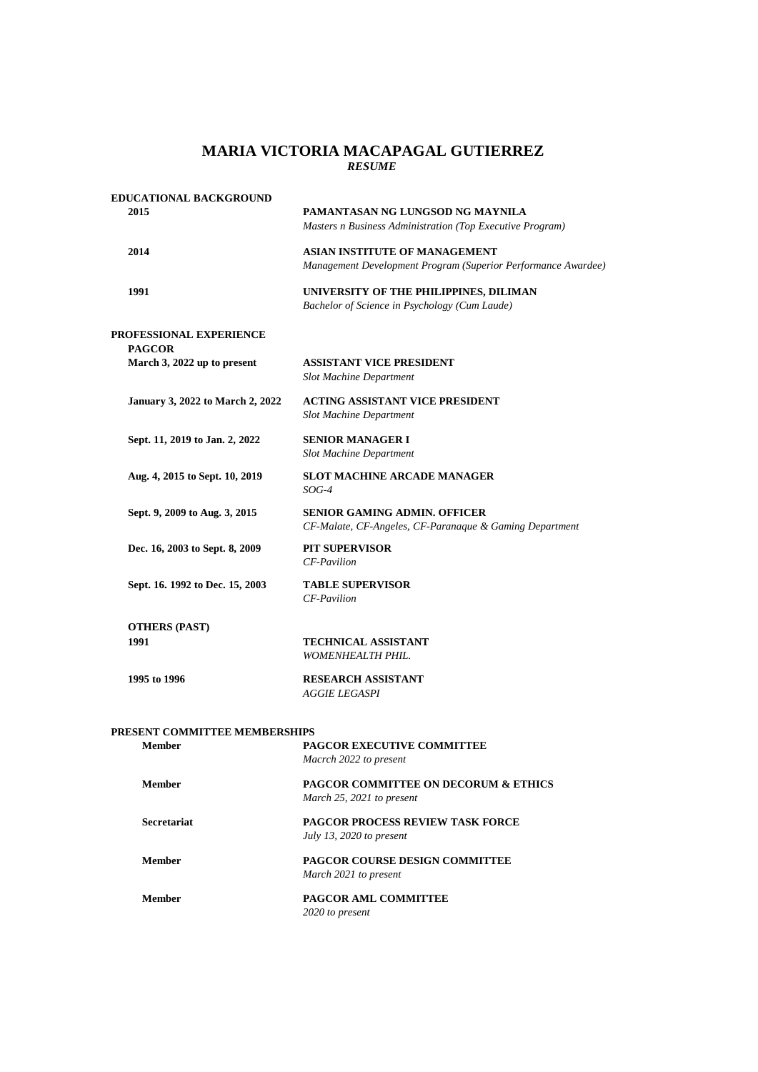# MARIA VICTORIA MACAPAGAL GUTIERREZ

***RESUME***

## EDUCATIONAL BACKGROUND

**2015** — **PAMANTASAN NG LUNGSOD NG MAYNILA**
*Masters n Business Administration (Top Executive Program)*

**2014** — **ASIAN INSTITUTE OF MANAGEMENT**
*Management Development Program (Superior Performance Awardee)*

**1991** — **UNIVERSITY OF THE PHILIPPINES, DILIMAN**
*Bachelor of Science in Psychology (Cum Laude)*

## PROFESSIONAL EXPERIENCE

### PAGCOR

**March 3, 2022 up to present** — **ASSISTANT VICE PRESIDENT**
*Slot Machine Department*

**January 3, 2022 to March 2, 2022** — **ACTING ASSISTANT VICE PRESIDENT**
*Slot Machine Department*

**Sept. 11, 2019 to Jan. 2, 2022** — **SENIOR MANAGER I**
*Slot Machine Department*

**Aug. 4, 2015 to Sept. 10, 2019** — **SLOT MACHINE ARCADE MANAGER**
*SOG-4*

**Sept. 9, 2009 to Aug. 3, 2015** — **SENIOR GAMING ADMIN. OFFICER**
*CF-Malate, CF-Angeles, CF-Paranaque & Gaming Department*

**Dec. 16, 2003 to Sept. 8, 2009** — **PIT SUPERVISOR**
*CF-Pavilion*

**Sept. 16. 1992 to Dec. 15, 2003** — **TABLE SUPERVISOR**
*CF-Pavilion*

### OTHERS (PAST)

**1991** — **TECHNICAL ASSISTANT**
*WOMENHEALTH PHIL.*

**1995 to 1996** — **RESEARCH ASSISTANT**
*AGGIE LEGASPI*

## PRESENT COMMITTEE MEMBERSHIPS

**Member** — **PAGCOR EXECUTIVE COMMITTEE**
*Macrch 2022 to present*

**Member** — **PAGCOR COMMITTEE ON DECORUM & ETHICS**
*March 25, 2021 to present*

**Secretariat** — **PAGCOR PROCESS REVIEW TASK FORCE**
*July 13, 2020 to present*

**Member** — **PAGCOR COURSE DESIGN COMMITTEE**
*March 2021 to present*

**Member** — **PAGCOR AML COMMITTEE**
*2020 to present*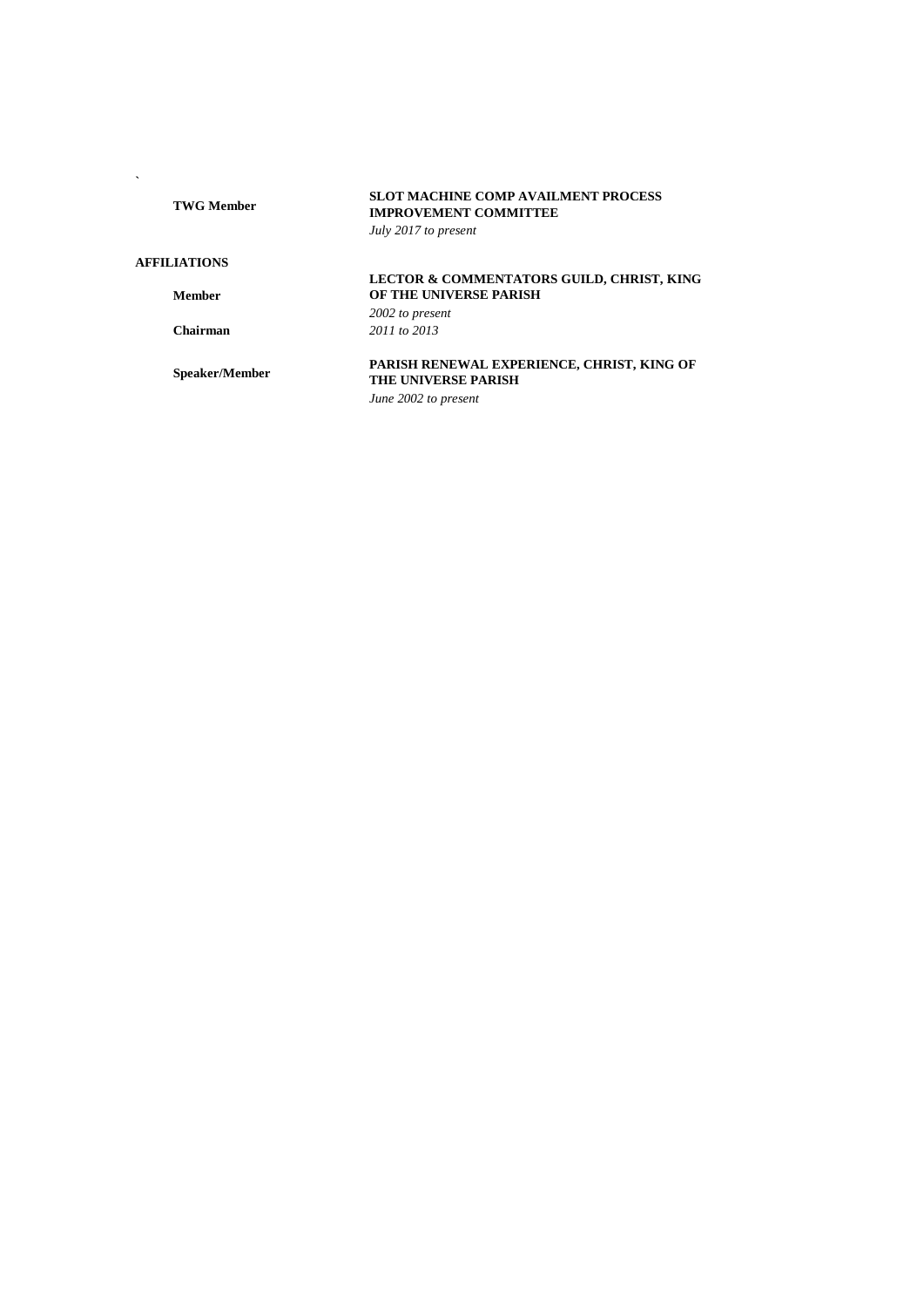`

**TWG Member**

**SLOT MACHINE COMP AVAILMENT PROCESS IMPROVEMENT COMMITTEE**
*July 2017 to present*

**AFFILIATIONS**

**Member**

**LECTOR & COMMENTATORS GUILD, CHRIST, KING OF THE UNIVERSE PARISH**
*2002 to present*

**Chairman**

*2011 to 2013*

**Speaker/Member**

**PARISH RENEWAL EXPERIENCE, CHRIST, KING OF THE UNIVERSE PARISH**
*June 2002 to present*